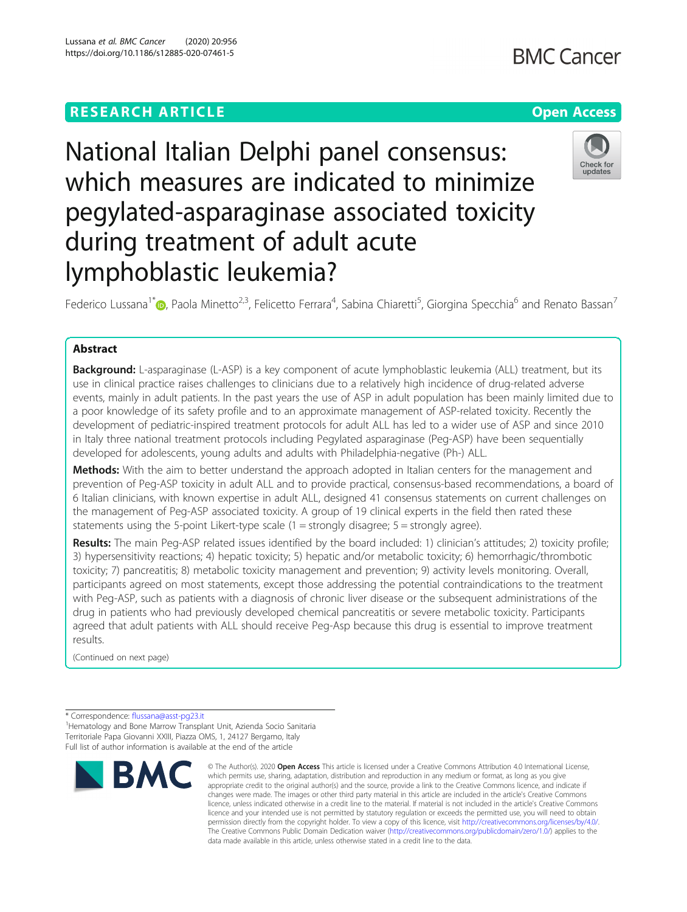RESEARCH ARTICLE

Open Access

# National Italian Delphi panel consensus: which measures are indicated to minimize pegylated-asparaginase associated toxicity during treatment of adult acute lymphoblastic leukemia?

Federico Lussana[1*], Paola Minetto[2,3], Felicetto Ferrara[4], Sabina Chiaretti[5], Giorgina Specchia[6] and Renato Bassan[7]

## Abstract

**Background:** L-asparaginase (L-ASP) is a key component of acute lymphoblastic leukemia (ALL) treatment, but its use in clinical practice raises challenges to clinicians due to a relatively high incidence of drug-related adverse events, mainly in adult patients. In the past years the use of ASP in adult population has been mainly limited due to a poor knowledge of its safety profile and to an approximate management of ASP-related toxicity. Recently the development of pediatric-inspired treatment protocols for adult ALL has led to a wider use of ASP and since 2010 in Italy three national treatment protocols including Pegylated asparaginase (Peg-ASP) have been sequentially developed for adolescents, young adults and adults with Philadelphia-negative (Ph-) ALL.

**Methods:** With the aim to better understand the approach adopted in Italian centers for the management and prevention of Peg-ASP toxicity in adult ALL and to provide practical, consensus-based recommendations, a board of 6 Italian clinicians, with known expertise in adult ALL, designed 41 consensus statements on current challenges on the management of Peg-ASP associated toxicity. A group of 19 clinical experts in the field then rated these statements using the 5-point Likert-type scale (1 = strongly disagree; 5 = strongly agree).

**Results:** The main Peg-ASP related issues identified by the board included: 1) clinician's attitudes; 2) toxicity profile; 3) hypersensitivity reactions; 4) hepatic toxicity; 5) hepatic and/or metabolic toxicity; 6) hemorrhagic/thrombotic toxicity; 7) pancreatitis; 8) metabolic toxicity management and prevention; 9) activity levels monitoring. Overall, participants agreed on most statements, except those addressing the potential contraindications to the treatment with Peg-ASP, such as patients with a diagnosis of chronic liver disease or the subsequent administrations of the drug in patients who had previously developed chemical pancreatitis or severe metabolic toxicity. Participants agreed that adult patients with ALL should receive Peg-Asp because this drug is essential to improve treatment results.

(Continued on next page)

\* Correspondence: flussana@asst-pg23.it

[1]Hematology and Bone Marrow Transplant Unit, Azienda Socio Sanitaria Territoriale Papa Giovanni XXIII, Piazza OMS, 1, 24127 Bergamo, Italy

Full list of author information is available at the end of the article

© The Author(s). 2020 **Open Access** This article is licensed under a Creative Commons Attribution 4.0 International License, which permits use, sharing, adaptation, distribution and reproduction in any medium or format, as long as you give appropriate credit to the original author(s) and the source, provide a link to the Creative Commons licence, and indicate if changes were made. The images or other third party material in this article are included in the article's Creative Commons licence, unless indicated otherwise in a credit line to the material. If material is not included in the article's Creative Commons licence and your intended use is not permitted by statutory regulation or exceeds the permitted use, you will need to obtain permission directly from the copyright holder. To view a copy of this licence, visit http://creativecommons.org/licenses/by/4.0/. The Creative Commons Public Domain Dedication waiver (http://creativecommons.org/publicdomain/zero/1.0/) applies to the data made available in this article, unless otherwise stated in a credit line to the data.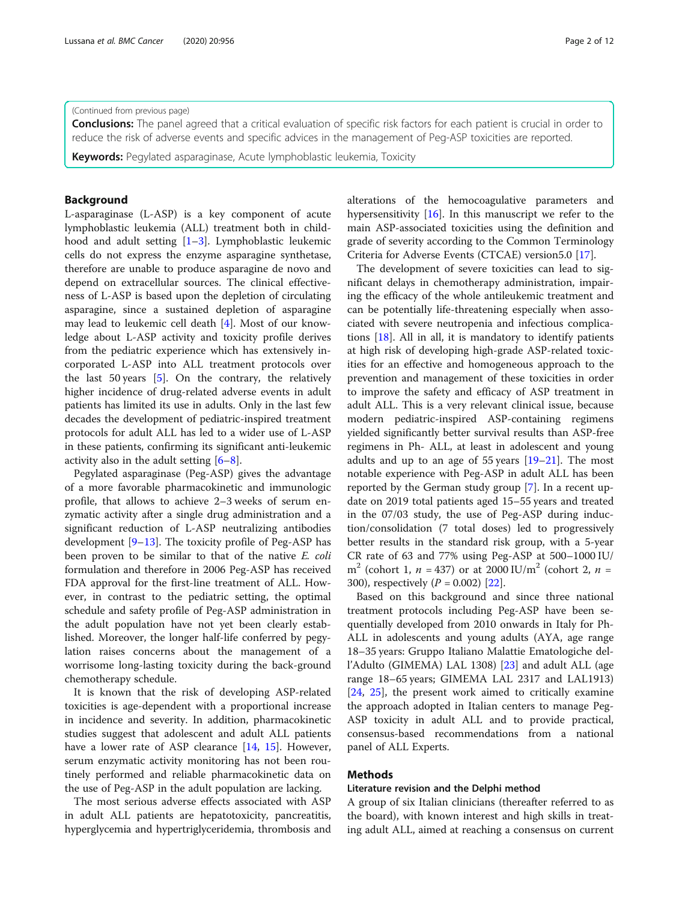(Continued from previous page)

**Conclusions:** The panel agreed that a critical evaluation of specific risk factors for each patient is crucial in order to reduce the risk of adverse events and specific advices in the management of Peg-ASP toxicities are reported.

**Keywords:** Pegylated asparaginase, Acute lymphoblastic leukemia, Toxicity

## Background

L-asparaginase (L-ASP) is a key component of acute lymphoblastic leukemia (ALL) treatment both in childhood and adult setting [1–3]. Lymphoblastic leukemic cells do not express the enzyme asparagine synthetase, therefore are unable to produce asparagine de novo and depend on extracellular sources. The clinical effectiveness of L-ASP is based upon the depletion of circulating asparagine, since a sustained depletion of asparagine may lead to leukemic cell death [4]. Most of our knowledge about L-ASP activity and toxicity profile derives from the pediatric experience which has extensively incorporated L-ASP into ALL treatment protocols over the last 50 years [5]. On the contrary, the relatively higher incidence of drug-related adverse events in adult patients has limited its use in adults. Only in the last few decades the development of pediatric-inspired treatment protocols for adult ALL has led to a wider use of L-ASP in these patients, confirming its significant anti-leukemic activity also in the adult setting [6–8].

Pegylated asparaginase (Peg-ASP) gives the advantage of a more favorable pharmacokinetic and immunologic profile, that allows to achieve 2–3 weeks of serum enzymatic activity after a single drug administration and a significant reduction of L-ASP neutralizing antibodies development [9–13]. The toxicity profile of Peg-ASP has been proven to be similar to that of the native *E. coli* formulation and therefore in 2006 Peg-ASP has received FDA approval for the first-line treatment of ALL. However, in contrast to the pediatric setting, the optimal schedule and safety profile of Peg-ASP administration in the adult population have not yet been clearly established. Moreover, the longer half-life conferred by pegylation raises concerns about the management of a worrisome long-lasting toxicity during the back-ground chemotherapy schedule.

It is known that the risk of developing ASP-related toxicities is age-dependent with a proportional increase in incidence and severity. In addition, pharmacokinetic studies suggest that adolescent and adult ALL patients have a lower rate of ASP clearance [14, 15]. However, serum enzymatic activity monitoring has not been routinely performed and reliable pharmacokinetic data on the use of Peg-ASP in the adult population are lacking.

The most serious adverse effects associated with ASP in adult ALL patients are hepatotoxicity, pancreatitis, hyperglycemia and hypertriglyceridemia, thrombosis and alterations of the hemocoagulative parameters and hypersensitivity [16]. In this manuscript we refer to the main ASP-associated toxicities using the definition and grade of severity according to the Common Terminology Criteria for Adverse Events (CTCAE) version5.0 [17].

The development of severe toxicities can lead to significant delays in chemotherapy administration, impairing the efficacy of the whole antileukemic treatment and can be potentially life-threatening especially when associated with severe neutropenia and infectious complications [18]. All in all, it is mandatory to identify patients at high risk of developing high-grade ASP-related toxicities for an effective and homogeneous approach to the prevention and management of these toxicities in order to improve the safety and efficacy of ASP treatment in adult ALL. This is a very relevant clinical issue, because modern pediatric-inspired ASP-containing regimens yielded significantly better survival results than ASP-free regimens in Ph- ALL, at least in adolescent and young adults and up to an age of 55 years [19–21]. The most notable experience with Peg-ASP in adult ALL has been reported by the German study group [7]. In a recent update on 2019 total patients aged 15–55 years and treated in the 07/03 study, the use of Peg-ASP during induction/consolidation (7 total doses) led to progressively better results in the standard risk group, with a 5-year CR rate of 63 and 77% using Peg-ASP at 500–1000 IU/$m^2$ (cohort 1, $n$ = 437) or at 2000 IU/$m^2$ (cohort 2, $n$ = 300), respectively ($P$ = 0.002) [22].

Based on this background and since three national treatment protocols including Peg-ASP have been sequentially developed from 2010 onwards in Italy for Ph-ALL in adolescents and young adults (AYA, age range 18–35 years: Gruppo Italiano Malattie Ematologiche dell'Adulto (GIMEMA) LAL 1308) [23] and adult ALL (age range 18–65 years; GIMEMA LAL 2317 and LAL1913) [24, 25], the present work aimed to critically examine the approach adopted in Italian centers to manage Peg-ASP toxicity in adult ALL and to provide practical, consensus-based recommendations from a national panel of ALL Experts.

## Methods

### Literature revision and the Delphi method

A group of six Italian clinicians (thereafter referred to as the board), with known interest and high skills in treating adult ALL, aimed at reaching a consensus on current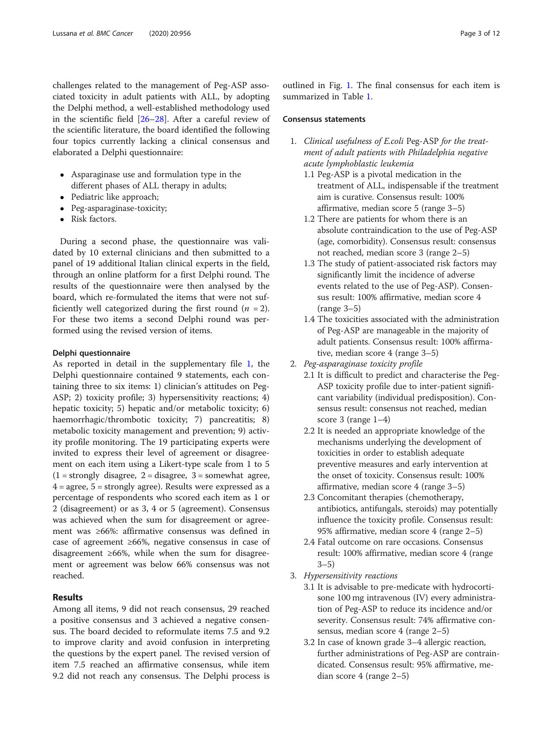challenges related to the management of Peg-ASP associated toxicity in adult patients with ALL, by adopting the Delphi method, a well-established methodology used in the scientific field [26–28]. After a careful review of the scientific literature, the board identified the following four topics currently lacking a clinical consensus and elaborated a Delphi questionnaire:

- Asparaginase use and formulation type in the different phases of ALL therapy in adults;
- Pediatric like approach;
- Peg-asparaginase-toxicity;
- Risk factors.

During a second phase, the questionnaire was validated by 10 external clinicians and then submitted to a panel of 19 additional Italian clinical experts in the field, through an online platform for a first Delphi round. The results of the questionnaire were then analysed by the board, which re-formulated the items that were not sufficiently well categorized during the first round ($n$ = 2). For these two items a second Delphi round was performed using the revised version of items.

### Delphi questionnaire

As reported in detail in the supplementary file 1, the Delphi questionnaire contained 9 statements, each containing three to six items: 1) clinician's attitudes on Peg-ASP; 2) toxicity profile; 3) hypersensitivity reactions; 4) hepatic toxicity; 5) hepatic and/or metabolic toxicity; 6) haemorrhagic/thrombotic toxicity; 7) pancreatitis; 8) metabolic toxicity management and prevention; 9) activity profile monitoring. The 19 participating experts were invited to express their level of agreement or disagreement on each item using a Likert-type scale from 1 to 5 (1 = strongly disagree, 2 = disagree, 3 = somewhat agree, 4 = agree, 5 = strongly agree). Results were expressed as a percentage of respondents who scored each item as 1 or 2 (disagreement) or as 3, 4 or 5 (agreement). Consensus was achieved when the sum for disagreement or agreement was ≥66%: affirmative consensus was defined in case of agreement ≥66%, negative consensus in case of disagreement ≥66%, while when the sum for disagreement or agreement was below 66% consensus was not reached.

## Results

Among all items, 9 did not reach consensus, 29 reached a positive consensus and 3 achieved a negative consensus. The board decided to reformulate items 7.5 and 9.2 to improve clarity and avoid confusion in interpreting the questions by the expert panel. The revised version of item 7.5 reached an affirmative consensus, while item 9.2 did not reach any consensus. The Delphi process is outlined in Fig. 1. The final consensus for each item is summarized in Table 1.

### Consensus statements

1. *Clinical usefulness of E.coli* Peg-ASP *for the treatment of adult patients with Philadelphia negative acute lymphoblastic leukemia*
   - 1.1 Peg-ASP is a pivotal medication in the treatment of ALL, indispensable if the treatment aim is curative. Consensus result: 100% affirmative, median score 5 (range 3–5)
   - 1.2 There are patients for whom there is an absolute contraindication to the use of Peg-ASP (age, comorbidity). Consensus result: consensus not reached, median score 3 (range 2–5)
   - 1.3 The study of patient-associated risk factors may significantly limit the incidence of adverse events related to the use of Peg-ASP). Consensus result: 100% affirmative, median score 4 (range 3–5)
   - 1.4 The toxicities associated with the administration of Peg-ASP are manageable in the majority of adult patients. Consensus result: 100% affirmative, median score 4 (range 3–5)
2. *Peg-asparaginase toxicity profile*
   - 2.1 It is difficult to predict and characterise the Peg-ASP toxicity profile due to inter-patient significant variability (individual predisposition). Consensus result: consensus not reached, median score 3 (range 1–4)
   - 2.2 It is needed an appropriate knowledge of the mechanisms underlying the development of toxicities in order to establish adequate preventive measures and early intervention at the onset of toxicity. Consensus result: 100% affirmative, median score 4 (range 3–5)
   - 2.3 Concomitant therapies (chemotherapy, antibiotics, antifungals, steroids) may potentially influence the toxicity profile. Consensus result: 95% affirmative, median score 4 (range 2–5)
   - 2.4 Fatal outcome on rare occasions. Consensus result: 100% affirmative, median score 4 (range 3–5)
3. *Hypersensitivity reactions*
   - 3.1 It is advisable to pre-medicate with hydrocortisone 100 mg intravenous (IV) every administration of Peg-ASP to reduce its incidence and/or severity. Consensus result: 74% affirmative consensus, median score 4 (range 2–5)
   - 3.2 In case of known grade 3–4 allergic reaction, further administrations of Peg-ASP are contraindicated. Consensus result: 95% affirmative, median score 4 (range 2–5)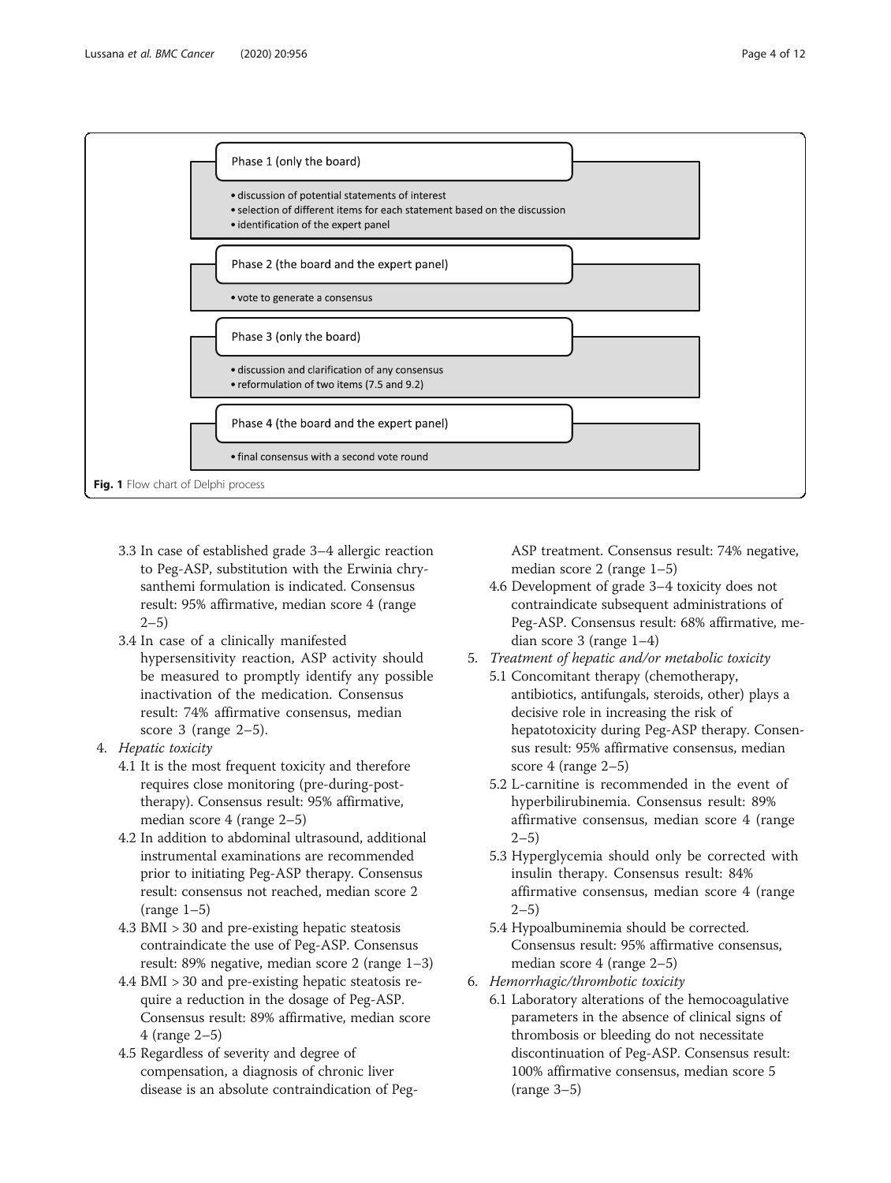Phase 1 (only the board)

- discussion of potential statements of interest
- selection of different items for each statement based on the discussion
- identification of the expert panel

Phase 2 (the board and the expert panel)

- vote to generate a consensus

Phase 3 (only the board)

- discussion and clarification of any consensus
- reformulation of two items (7.5 and 9.2)

Phase 4 (the board and the expert panel)

- final consensus with a second vote round

**Fig. 1** Flow chart of Delphi process

  - 3.3 In case of established grade 3–4 allergic reaction to Peg-ASP, substitution with the Erwinia chrysanthemi formulation is indicated. Consensus result: 95% affirmative, median score 4 (range 2–5)
  - 3.4 In case of a clinically manifested hypersensitivity reaction, ASP activity should be measured to promptly identify any possible inactivation of the medication. Consensus result: 74% affirmative consensus, median score 3 (range 2–5).
4. *Hepatic toxicity*
   - 4.1 It is the most frequent toxicity and therefore requires close monitoring (pre-during-post-therapy). Consensus result: 95% affirmative, median score 4 (range 2–5)
   - 4.2 In addition to abdominal ultrasound, additional instrumental examinations are recommended prior to initiating Peg-ASP therapy. Consensus result: consensus not reached, median score 2 (range 1–5)
   - 4.3 BMI > 30 and pre-existing hepatic steatosis contraindicate the use of Peg-ASP. Consensus result: 89% negative, median score 2 (range 1–3)
   - 4.4 BMI > 30 and pre-existing hepatic steatosis require a reduction in the dosage of Peg-ASP. Consensus result: 89% affirmative, median score 4 (range 2–5)
   - 4.5 Regardless of severity and degree of compensation, a diagnosis of chronic liver disease is an absolute contraindication of Peg-ASP treatment. Consensus result: 74% negative, median score 2 (range 1–5)
   - 4.6 Development of grade 3–4 toxicity does not contraindicate subsequent administrations of Peg-ASP. Consensus result: 68% affirmative, median score 3 (range 1–4)
5. *Treatment of hepatic and/or metabolic toxicity*
   - 5.1 Concomitant therapy (chemotherapy, antibiotics, antifungals, steroids, other) plays a decisive role in increasing the risk of hepatotoxicity during Peg-ASP therapy. Consensus result: 95% affirmative consensus, median score 4 (range 2–5)
   - 5.2 L-carnitine is recommended in the event of hyperbilirubinemia. Consensus result: 89% affirmative consensus, median score 4 (range 2–5)
   - 5.3 Hyperglycemia should only be corrected with insulin therapy. Consensus result: 84% affirmative consensus, median score 4 (range 2–5)
   - 5.4 Hypoalbuminemia should be corrected. Consensus result: 95% affirmative consensus, median score 4 (range 2–5)
6. *Hemorrhagic/thrombotic toxicity*
   - 6.1 Laboratory alterations of the hemocoagulative parameters in the absence of clinical signs of thrombosis or bleeding do not necessitate discontinuation of Peg-ASP. Consensus result: 100% affirmative consensus, median score 5 (range 3–5)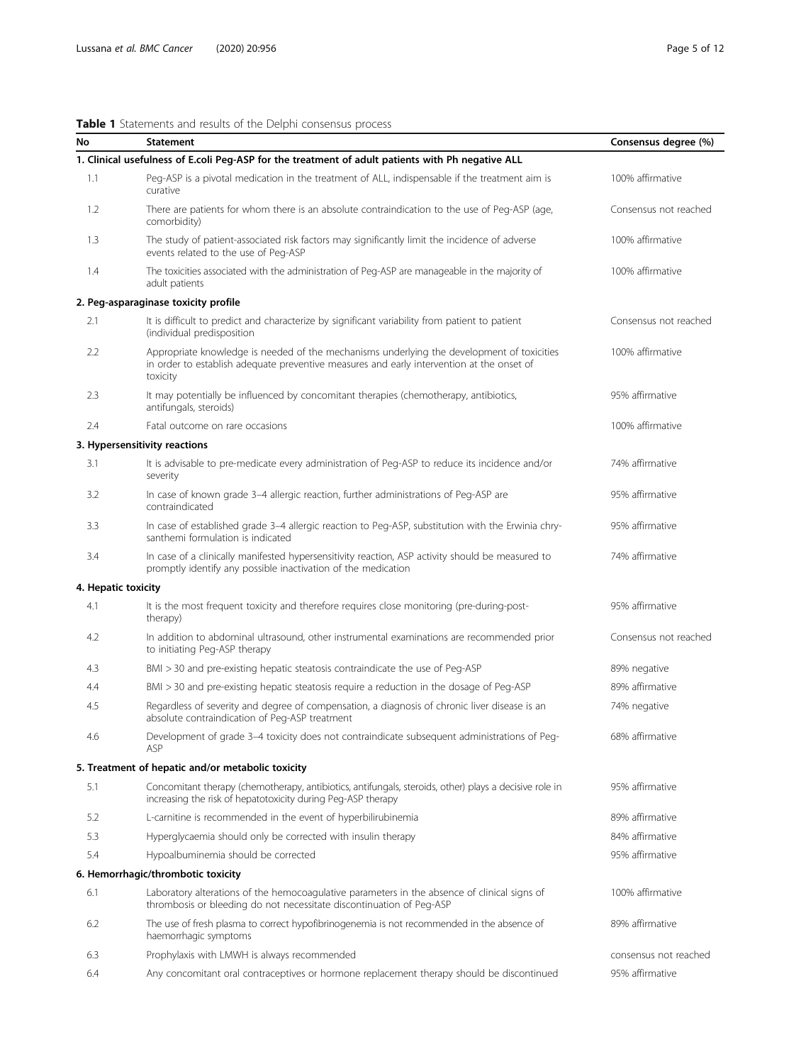**Table 1** Statements and results of the Delphi consensus process

| No | Statement | Consensus degree (%) |
|---|---|---|
| **1. Clinical usefulness of E.coli Peg-ASP for the treatment of adult patients with Ph negative ALL** | | |
| 1.1 | Peg-ASP is a pivotal medication in the treatment of ALL, indispensable if the treatment aim is curative | 100% affirmative |
| 1.2 | There are patients for whom there is an absolute contraindication to the use of Peg-ASP (age, comorbidity) | Consensus not reached |
| 1.3 | The study of patient-associated risk factors may significantly limit the incidence of adverse events related to the use of Peg-ASP | 100% affirmative |
| 1.4 | The toxicities associated with the administration of Peg-ASP are manageable in the majority of adult patients | 100% affirmative |
| **2. Peg-asparaginase toxicity profile** | | |
| 2.1 | It is difficult to predict and characterize by significant variability from patient to patient (individual predisposition | Consensus not reached |
| 2.2 | Appropriate knowledge is needed of the mechanisms underlying the development of toxicities in order to establish adequate preventive measures and early intervention at the onset of toxicity | 100% affirmative |
| 2.3 | It may potentially be influenced by concomitant therapies (chemotherapy, antibiotics, antifungals, steroids) | 95% affirmative |
| 2.4 | Fatal outcome on rare occasions | 100% affirmative |
| **3. Hypersensitivity reactions** | | |
| 3.1 | It is advisable to pre-medicate every administration of Peg-ASP to reduce its incidence and/or severity | 74% affirmative |
| 3.2 | In case of known grade 3–4 allergic reaction, further administrations of Peg-ASP are contraindicated | 95% affirmative |
| 3.3 | In case of established grade 3–4 allergic reaction to Peg-ASP, substitution with the Erwinia chrysanthemi formulation is indicated | 95% affirmative |
| 3.4 | In case of a clinically manifested hypersensitivity reaction, ASP activity should be measured to promptly identify any possible inactivation of the medication | 74% affirmative |
| **4. Hepatic toxicity** | | |
| 4.1 | It is the most frequent toxicity and therefore requires close monitoring (pre-during-post-therapy) | 95% affirmative |
| 4.2 | In addition to abdominal ultrasound, other instrumental examinations are recommended prior to initiating Peg-ASP therapy | Consensus not reached |
| 4.3 | BMI > 30 and pre-existing hepatic steatosis contraindicate the use of Peg-ASP | 89% negative |
| 4.4 | BMI > 30 and pre-existing hepatic steatosis require a reduction in the dosage of Peg-ASP | 89% affirmative |
| 4.5 | Regardless of severity and degree of compensation, a diagnosis of chronic liver disease is an absolute contraindication of Peg-ASP treatment | 74% negative |
| 4.6 | Development of grade 3–4 toxicity does not contraindicate subsequent administrations of Peg-ASP | 68% affirmative |
| **5. Treatment of hepatic and/or metabolic toxicity** | | |
| 5.1 | Concomitant therapy (chemotherapy, antibiotics, antifungals, steroids, other) plays a decisive role in increasing the risk of hepatotoxicity during Peg-ASP therapy | 95% affirmative |
| 5.2 | L-carnitine is recommended in the event of hyperbilirubinemia | 89% affirmative |
| 5.3 | Hyperglycaemia should only be corrected with insulin therapy | 84% affirmative |
| 5.4 | Hypoalbuminemia should be corrected | 95% affirmative |
| **6. Hemorrhagic/thrombotic toxicity** | | |
| 6.1 | Laboratory alterations of the hemocoagulative parameters in the absence of clinical signs of thrombosis or bleeding do not necessitate discontinuation of Peg-ASP | 100% affirmative |
| 6.2 | The use of fresh plasma to correct hypofibrinogenemia is not recommended in the absence of haemorrhagic symptoms | 89% affirmative |
| 6.3 | Prophylaxis with LMWH is always recommended | consensus not reached |
| 6.4 | Any concomitant oral contraceptives or hormone replacement therapy should be discontinued | 95% affirmative |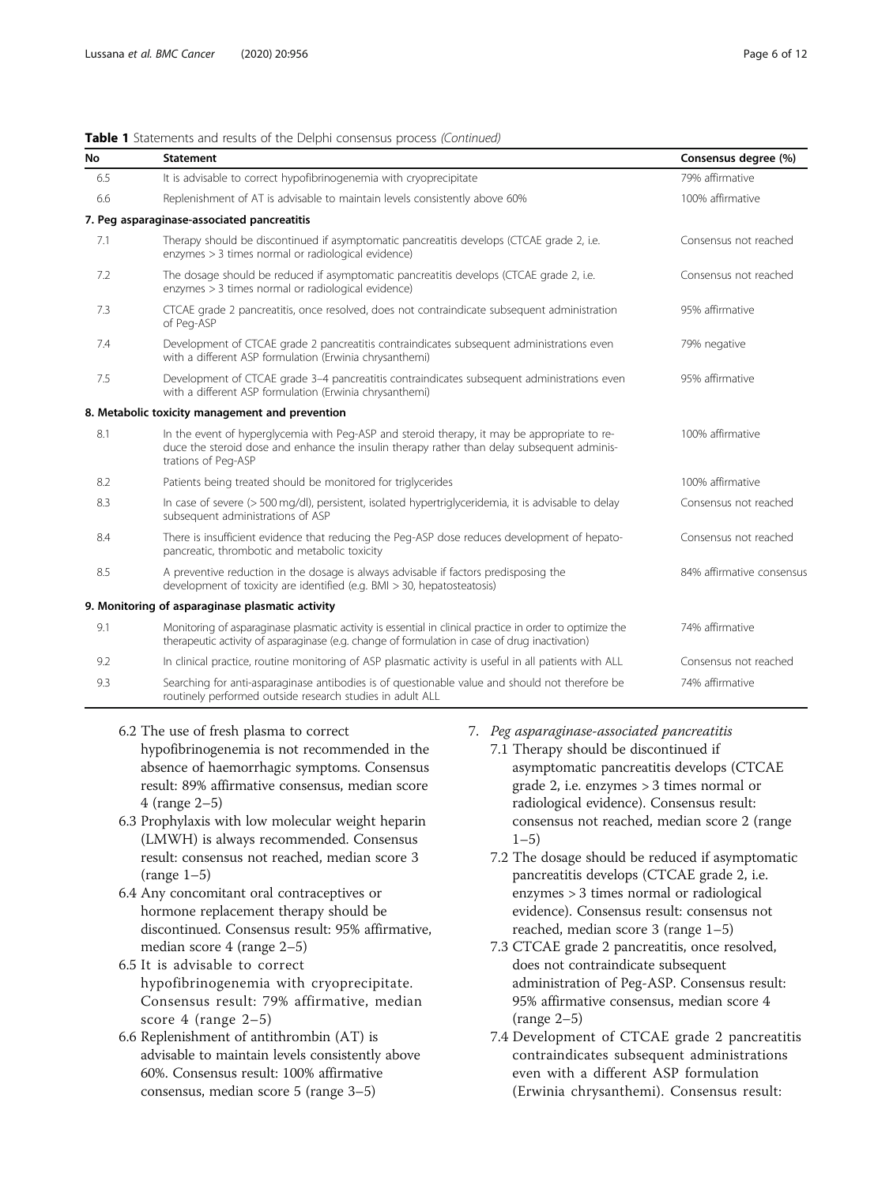**Table 1** Statements and results of the Delphi consensus process *(Continued)*

| No | Statement | Consensus degree (%) |
|---|---|---|
| 6.5 | It is advisable to correct hypofibrinogenemia with cryoprecipitate | 79% affirmative |
| 6.6 | Replenishment of AT is advisable to maintain levels consistently above 60% | 100% affirmative |
| **7. Peg asparaginase-associated pancreatitis** | | |
| 7.1 | Therapy should be discontinued if asymptomatic pancreatitis develops (CTCAE grade 2, i.e. enzymes > 3 times normal or radiological evidence) | Consensus not reached |
| 7.2 | The dosage should be reduced if asymptomatic pancreatitis develops (CTCAE grade 2, i.e. enzymes > 3 times normal or radiological evidence) | Consensus not reached |
| 7.3 | CTCAE grade 2 pancreatitis, once resolved, does not contraindicate subsequent administration of Peg-ASP | 95% affirmative |
| 7.4 | Development of CTCAE grade 2 pancreatitis contraindicates subsequent administrations even with a different ASP formulation (Erwinia chrysanthemi) | 79% negative |
| 7.5 | Development of CTCAE grade 3–4 pancreatitis contraindicates subsequent administrations even with a different ASP formulation (Erwinia chrysanthemi) | 95% affirmative |
| **8. Metabolic toxicity management and prevention** | | |
| 8.1 | In the event of hyperglycemia with Peg-ASP and steroid therapy, it may be appropriate to reduce the steroid dose and enhance the insulin therapy rather than delay subsequent administrations of Peg-ASP | 100% affirmative |
| 8.2 | Patients being treated should be monitored for triglycerides | 100% affirmative |
| 8.3 | In case of severe (> 500 mg/dl), persistent, isolated hypertriglyceridemia, it is advisable to delay subsequent administrations of ASP | Consensus not reached |
| 8.4 | There is insufficient evidence that reducing the Peg-ASP dose reduces development of hepato-pancreatic, thrombotic and metabolic toxicity | Consensus not reached |
| 8.5 | A preventive reduction in the dosage is always advisable if factors predisposing the development of toxicity are identified (e.g. BMI > 30, hepatosteatosis) | 84% affirmative consensus |
| **9. Monitoring of asparaginase plasmatic activity** | | |
| 9.1 | Monitoring of asparaginase plasmatic activity is essential in clinical practice in order to optimize the therapeutic activity of asparaginase (e.g. change of formulation in case of drug inactivation) | 74% affirmative |
| 9.2 | In clinical practice, routine monitoring of ASP plasmatic activity is useful in all patients with ALL | Consensus not reached |
| 9.3 | Searching for anti-asparaginase antibodies is of questionable value and should not therefore be routinely performed outside research studies in adult ALL | 74% affirmative |

6.2 The use of fresh plasma to correct hypofibrinogenemia is not recommended in the absence of haemorrhagic symptoms. Consensus result: 89% affirmative consensus, median score 4 (range 2–5)

6.3 Prophylaxis with low molecular weight heparin (LMWH) is always recommended. Consensus result: consensus not reached, median score 3 (range 1–5)

6.4 Any concomitant oral contraceptives or hormone replacement therapy should be discontinued. Consensus result: 95% affirmative, median score 4 (range 2–5)

6.5 It is advisable to correct hypofibrinogenemia with cryoprecipitate. Consensus result: 79% affirmative, median score 4 (range 2–5)

6.6 Replenishment of antithrombin (AT) is advisable to maintain levels consistently above 60%. Consensus result: 100% affirmative consensus, median score 5 (range 3–5)

7. *Peg asparaginase-associated pancreatitis*

7.1 Therapy should be discontinued if asymptomatic pancreatitis develops (CTCAE grade 2, i.e. enzymes > 3 times normal or radiological evidence). Consensus result: consensus not reached, median score 2 (range 1–5)

7.2 The dosage should be reduced if asymptomatic pancreatitis develops (CTCAE grade 2, i.e. enzymes > 3 times normal or radiological evidence). Consensus result: consensus not reached, median score 3 (range 1–5)

7.3 CTCAE grade 2 pancreatitis, once resolved, does not contraindicate subsequent administration of Peg-ASP. Consensus result: 95% affirmative consensus, median score 4 (range 2–5)

7.4 Development of CTCAE grade 2 pancreatitis contraindicates subsequent administrations even with a different ASP formulation (Erwinia chrysanthemi). Consensus result: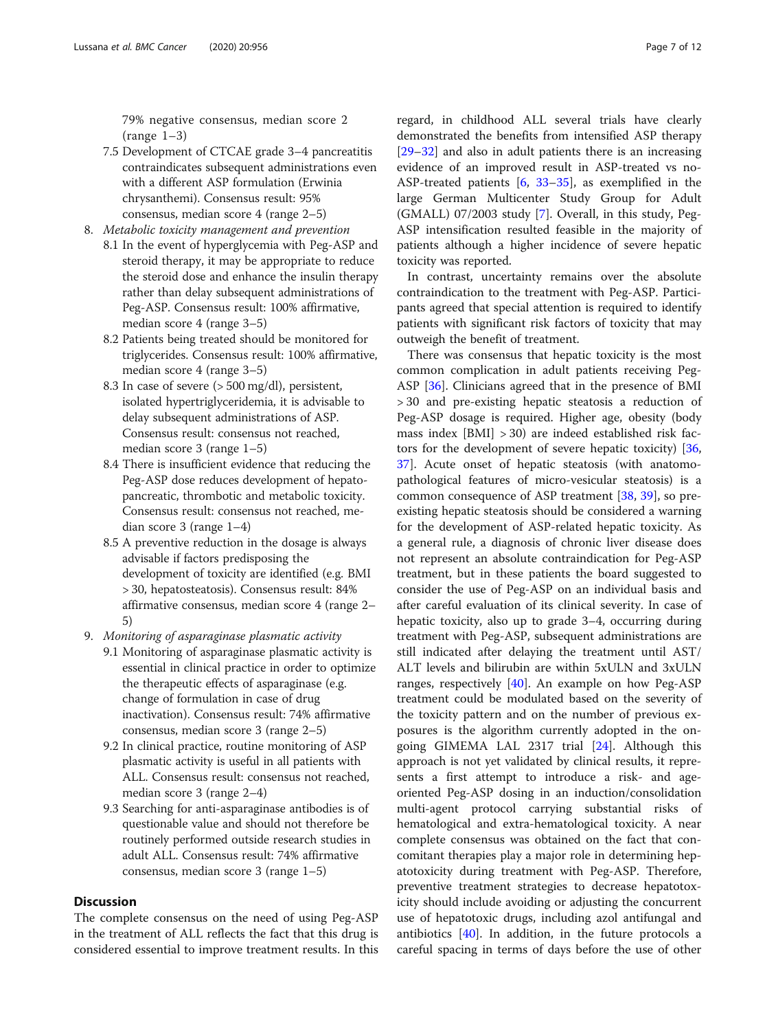79% negative consensus, median score 2 (range 1–3)

7.5 Development of CTCAE grade 3–4 pancreatitis contraindicates subsequent administrations even with a different ASP formulation (Erwinia chrysanthemi). Consensus result: 95% consensus, median score 4 (range 2–5)

8. *Metabolic toxicity management and prevention*
   - 8.1 In the event of hyperglycemia with Peg-ASP and steroid therapy, it may be appropriate to reduce the steroid dose and enhance the insulin therapy rather than delay subsequent administrations of Peg-ASP. Consensus result: 100% affirmative, median score 4 (range 3–5)
   - 8.2 Patients being treated should be monitored for triglycerides. Consensus result: 100% affirmative, median score 4 (range 3–5)
   - 8.3 In case of severe (> 500 mg/dl), persistent, isolated hypertriglyceridemia, it is advisable to delay subsequent administrations of ASP. Consensus result: consensus not reached, median score 3 (range 1–5)
   - 8.4 There is insufficient evidence that reducing the Peg-ASP dose reduces development of hepato-pancreatic, thrombotic and metabolic toxicity. Consensus result: consensus not reached, median score 3 (range 1–4)
   - 8.5 A preventive reduction in the dosage is always advisable if factors predisposing the development of toxicity are identified (e.g. BMI > 30, hepatosteatosis). Consensus result: 84% affirmative consensus, median score 4 (range 2–5)
9. *Monitoring of asparaginase plasmatic activity*
   - 9.1 Monitoring of asparaginase plasmatic activity is essential in clinical practice in order to optimize the therapeutic effects of asparaginase (e.g. change of formulation in case of drug inactivation). Consensus result: 74% affirmative consensus, median score 3 (range 2–5)
   - 9.2 In clinical practice, routine monitoring of ASP plasmatic activity is useful in all patients with ALL. Consensus result: consensus not reached, median score 3 (range 2–4)
   - 9.3 Searching for anti-asparaginase antibodies is of questionable value and should not therefore be routinely performed outside research studies in adult ALL. Consensus result: 74% affirmative consensus, median score 3 (range 1–5)

## Discussion

The complete consensus on the need of using Peg-ASP in the treatment of ALL reflects the fact that this drug is considered essential to improve treatment results. In this regard, in childhood ALL several trials have clearly demonstrated the benefits from intensified ASP therapy [29–32] and also in adult patients there is an increasing evidence of an improved result in ASP-treated vs no-ASP-treated patients [6, 33–35], as exemplified in the large German Multicenter Study Group for Adult (GMALL) 07/2003 study [7]. Overall, in this study, Peg-ASP intensification resulted feasible in the majority of patients although a higher incidence of severe hepatic toxicity was reported.

In contrast, uncertainty remains over the absolute contraindication to the treatment with Peg-ASP. Participants agreed that special attention is required to identify patients with significant risk factors of toxicity that may outweigh the benefit of treatment.

There was consensus that hepatic toxicity is the most common complication in adult patients receiving Peg-ASP [36]. Clinicians agreed that in the presence of BMI > 30 and pre-existing hepatic steatosis a reduction of Peg-ASP dosage is required. Higher age, obesity (body mass index [BMI] > 30) are indeed established risk factors for the development of severe hepatic toxicity) [36, 37]. Acute onset of hepatic steatosis (with anatomo-pathological features of micro-vesicular steatosis) is a common consequence of ASP treatment [38, 39], so pre-existing hepatic steatosis should be considered a warning for the development of ASP-related hepatic toxicity. As a general rule, a diagnosis of chronic liver disease does not represent an absolute contraindication for Peg-ASP treatment, but in these patients the board suggested to consider the use of Peg-ASP on an individual basis and after careful evaluation of its clinical severity. In case of hepatic toxicity, also up to grade 3–4, occurring during treatment with Peg-ASP, subsequent administrations are still indicated after delaying the treatment until AST/ALT levels and bilirubin are within 5xULN and 3xULN ranges, respectively [40]. An example on how Peg-ASP treatment could be modulated based on the severity of the toxicity pattern and on the number of previous exposures is the algorithm currently adopted in the ongoing GIMEMA LAL 2317 trial [24]. Although this approach is not yet validated by clinical results, it represents a first attempt to introduce a risk- and age-oriented Peg-ASP dosing in an induction/consolidation multi-agent protocol carrying substantial risks of hematological and extra-hematological toxicity. A near complete consensus was obtained on the fact that concomitant therapies play a major role in determining hepatotoxicity during treatment with Peg-ASP. Therefore, preventive treatment strategies to decrease hepatotoxicity should include avoiding or adjusting the concurrent use of hepatotoxic drugs, including azol antifungal and antibiotics [40]. In addition, in the future protocols a careful spacing in terms of days before the use of other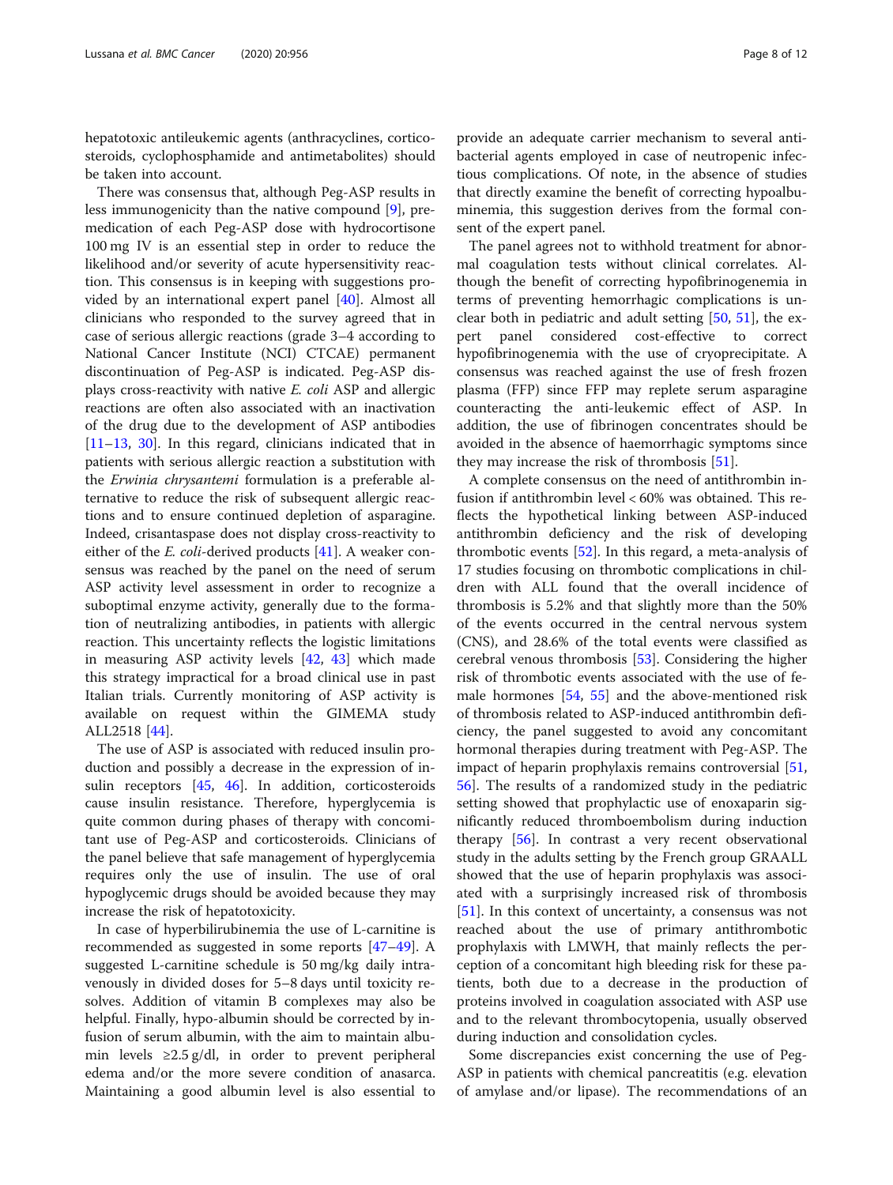hepatotoxic antileukemic agents (anthracyclines, corticosteroids, cyclophosphamide and antimetabolites) should be taken into account.

There was consensus that, although Peg-ASP results in less immunogenicity than the native compound [9], premedication of each Peg-ASP dose with hydrocortisone 100 mg IV is an essential step in order to reduce the likelihood and/or severity of acute hypersensitivity reaction. This consensus is in keeping with suggestions provided by an international expert panel [40]. Almost all clinicians who responded to the survey agreed that in case of serious allergic reactions (grade 3–4 according to National Cancer Institute (NCI) CTCAE) permanent discontinuation of Peg-ASP is indicated. Peg-ASP displays cross-reactivity with native *E. coli* ASP and allergic reactions are often also associated with an inactivation of the drug due to the development of ASP antibodies [11–13, 30]. In this regard, clinicians indicated that in patients with serious allergic reaction a substitution with the *Erwinia chrysantemi* formulation is a preferable alternative to reduce the risk of subsequent allergic reactions and to ensure continued depletion of asparagine. Indeed, crisantaspase does not display cross-reactivity to either of the *E. coli*-derived products [41]. A weaker consensus was reached by the panel on the need of serum ASP activity level assessment in order to recognize a suboptimal enzyme activity, generally due to the formation of neutralizing antibodies, in patients with allergic reaction. This uncertainty reflects the logistic limitations in measuring ASP activity levels [42, 43] which made this strategy impractical for a broad clinical use in past Italian trials. Currently monitoring of ASP activity is available on request within the GIMEMA study ALL2518 [44].

The use of ASP is associated with reduced insulin production and possibly a decrease in the expression of insulin receptors [45, 46]. In addition, corticosteroids cause insulin resistance. Therefore, hyperglycemia is quite common during phases of therapy with concomitant use of Peg-ASP and corticosteroids. Clinicians of the panel believe that safe management of hyperglycemia requires only the use of insulin. The use of oral hypoglycemic drugs should be avoided because they may increase the risk of hepatotoxicity.

In case of hyperbilirubinemia the use of L-carnitine is recommended as suggested in some reports [47–49]. A suggested L-carnitine schedule is 50 mg/kg daily intravenously in divided doses for 5–8 days until toxicity resolves. Addition of vitamin B complexes may also be helpful. Finally, hypo-albumin should be corrected by infusion of serum albumin, with the aim to maintain albumin levels ≥2.5 g/dl, in order to prevent peripheral edema and/or the more severe condition of anasarca. Maintaining a good albumin level is also essential to provide an adequate carrier mechanism to several antibacterial agents employed in case of neutropenic infectious complications. Of note, in the absence of studies that directly examine the benefit of correcting hypoalbuminemia, this suggestion derives from the formal consent of the expert panel.

The panel agrees not to withhold treatment for abnormal coagulation tests without clinical correlates. Although the benefit of correcting hypofibrinogenemia in terms of preventing hemorrhagic complications is unclear both in pediatric and adult setting [50, 51], the expert panel considered cost-effective to correct hypofibrinogenemia with the use of cryoprecipitate. A consensus was reached against the use of fresh frozen plasma (FFP) since FFP may replete serum asparagine counteracting the anti-leukemic effect of ASP. In addition, the use of fibrinogen concentrates should be avoided in the absence of haemorrhagic symptoms since they may increase the risk of thrombosis [51].

A complete consensus on the need of antithrombin infusion if antithrombin level < 60% was obtained. This reflects the hypothetical linking between ASP-induced antithrombin deficiency and the risk of developing thrombotic events [52]. In this regard, a meta-analysis of 17 studies focusing on thrombotic complications in children with ALL found that the overall incidence of thrombosis is 5.2% and that slightly more than the 50% of the events occurred in the central nervous system (CNS), and 28.6% of the total events were classified as cerebral venous thrombosis [53]. Considering the higher risk of thrombotic events associated with the use of female hormones [54, 55] and the above-mentioned risk of thrombosis related to ASP-induced antithrombin deficiency, the panel suggested to avoid any concomitant hormonal therapies during treatment with Peg-ASP. The impact of heparin prophylaxis remains controversial [51, 56]. The results of a randomized study in the pediatric setting showed that prophylactic use of enoxaparin significantly reduced thromboembolism during induction therapy [56]. In contrast a very recent observational study in the adults setting by the French group GRAALL showed that the use of heparin prophylaxis was associated with a surprisingly increased risk of thrombosis [51]. In this context of uncertainty, a consensus was not reached about the use of primary antithrombotic prophylaxis with LMWH, that mainly reflects the perception of a concomitant high bleeding risk for these patients, both due to a decrease in the production of proteins involved in coagulation associated with ASP use and to the relevant thrombocytopenia, usually observed during induction and consolidation cycles.

Some discrepancies exist concerning the use of Peg-ASP in patients with chemical pancreatitis (e.g. elevation of amylase and/or lipase). The recommendations of an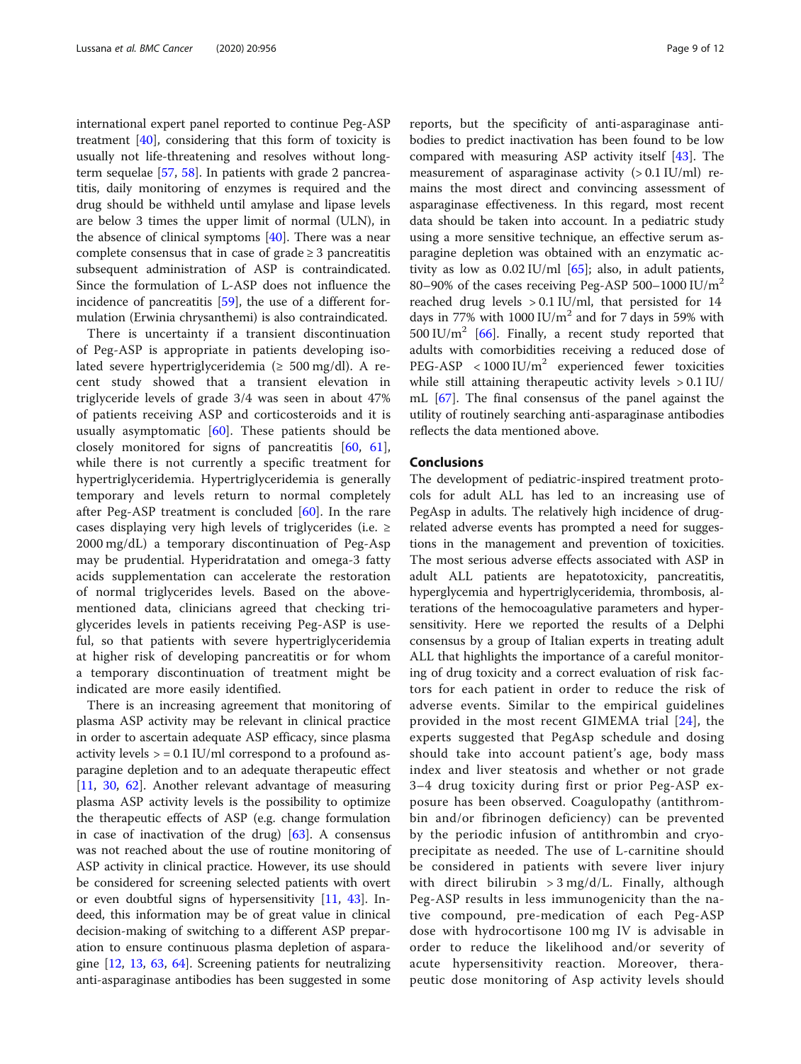international expert panel reported to continue Peg-ASP treatment [40], considering that this form of toxicity is usually not life-threatening and resolves without long-term sequelae [57, 58]. In patients with grade 2 pancreatitis, daily monitoring of enzymes is required and the drug should be withheld until amylase and lipase levels are below 3 times the upper limit of normal (ULN), in the absence of clinical symptoms [40]. There was a near complete consensus that in case of grade ≥ 3 pancreatitis subsequent administration of ASP is contraindicated. Since the formulation of L-ASP does not influence the incidence of pancreatitis [59], the use of a different formulation (Erwinia chrysanthemi) is also contraindicated.

There is uncertainty if a transient discontinuation of Peg-ASP is appropriate in patients developing isolated severe hypertriglyceridemia (≥ 500 mg/dl). A recent study showed that a transient elevation in triglyceride levels of grade 3/4 was seen in about 47% of patients receiving ASP and corticosteroids and it is usually asymptomatic [60]. These patients should be closely monitored for signs of pancreatitis [60, 61], while there is not currently a specific treatment for hypertriglyceridemia. Hypertriglyceridemia is generally temporary and levels return to normal completely after Peg-ASP treatment is concluded [60]. In the rare cases displaying very high levels of triglycerides (i.e. ≥ 2000 mg/dL) a temporary discontinuation of Peg-Asp may be prudential. Hyperidratation and omega-3 fatty acids supplementation can accelerate the restoration of normal triglycerides levels. Based on the above-mentioned data, clinicians agreed that checking triglycerides levels in patients receiving Peg-ASP is useful, so that patients with severe hypertriglyceridemia at higher risk of developing pancreatitis or for whom a temporary discontinuation of treatment might be indicated are more easily identified.

There is an increasing agreement that monitoring of plasma ASP activity may be relevant in clinical practice in order to ascertain adequate ASP efficacy, since plasma activity levels > = 0.1 IU/ml correspond to a profound asparagine depletion and to an adequate therapeutic effect [11, 30, 62]. Another relevant advantage of measuring plasma ASP activity levels is the possibility to optimize the therapeutic effects of ASP (e.g. change formulation in case of inactivation of the drug) [63]. A consensus was not reached about the use of routine monitoring of ASP activity in clinical practice. However, its use should be considered for screening selected patients with overt or even doubtful signs of hypersensitivity [11, 43]. Indeed, this information may be of great value in clinical decision-making of switching to a different ASP preparation to ensure continuous plasma depletion of asparagine [12, 13, 63, 64]. Screening patients for neutralizing anti-asparaginase antibodies has been suggested in some reports, but the specificity of anti-asparaginase antibodies to predict inactivation has been found to be low compared with measuring ASP activity itself [43]. The measurement of asparaginase activity (> 0.1 IU/ml) remains the most direct and convincing assessment of asparaginase effectiveness. In this regard, most recent data should be taken into account. In a pediatric study using a more sensitive technique, an effective serum asparagine depletion was obtained with an enzymatic activity as low as 0.02 IU/ml [65]; also, in adult patients, 80–90% of the cases receiving Peg-ASP 500–1000 IU/m$^2$ reached drug levels > 0.1 IU/ml, that persisted for 14 days in 77% with 1000 IU/m$^2$ and for 7 days in 59% with 500 IU/m$^2$ [66]. Finally, a recent study reported that adults with comorbidities receiving a reduced dose of PEG-ASP < 1000 IU/m$^2$ experienced fewer toxicities while still attaining therapeutic activity levels > 0.1 IU/mL [67]. The final consensus of the panel against the utility of routinely searching anti-asparaginase antibodies reflects the data mentioned above.

## Conclusions

The development of pediatric-inspired treatment protocols for adult ALL has led to an increasing use of PegAsp in adults. The relatively high incidence of drug-related adverse events has prompted a need for suggestions in the management and prevention of toxicities. The most serious adverse effects associated with ASP in adult ALL patients are hepatotoxicity, pancreatitis, hyperglycemia and hypertriglyceridemia, thrombosis, alterations of the hemocoagulative parameters and hypersensitivity. Here we reported the results of a Delphi consensus by a group of Italian experts in treating adult ALL that highlights the importance of a careful monitoring of drug toxicity and a correct evaluation of risk factors for each patient in order to reduce the risk of adverse events. Similar to the empirical guidelines provided in the most recent GIMEMA trial [24], the experts suggested that PegAsp schedule and dosing should take into account patient's age, body mass index and liver steatosis and whether or not grade 3–4 drug toxicity during first or prior Peg-ASP exposure has been observed. Coagulopathy (antithrombin and/or fibrinogen deficiency) can be prevented by the periodic infusion of antithrombin and cryoprecipitate as needed. The use of L-carnitine should be considered in patients with severe liver injury with direct bilirubin > 3 mg/d/L. Finally, although Peg-ASP results in less immunogenicity than the native compound, pre-medication of each Peg-ASP dose with hydrocortisone 100 mg IV is advisable in order to reduce the likelihood and/or severity of acute hypersensitivity reaction. Moreover, therapeutic dose monitoring of Asp activity levels should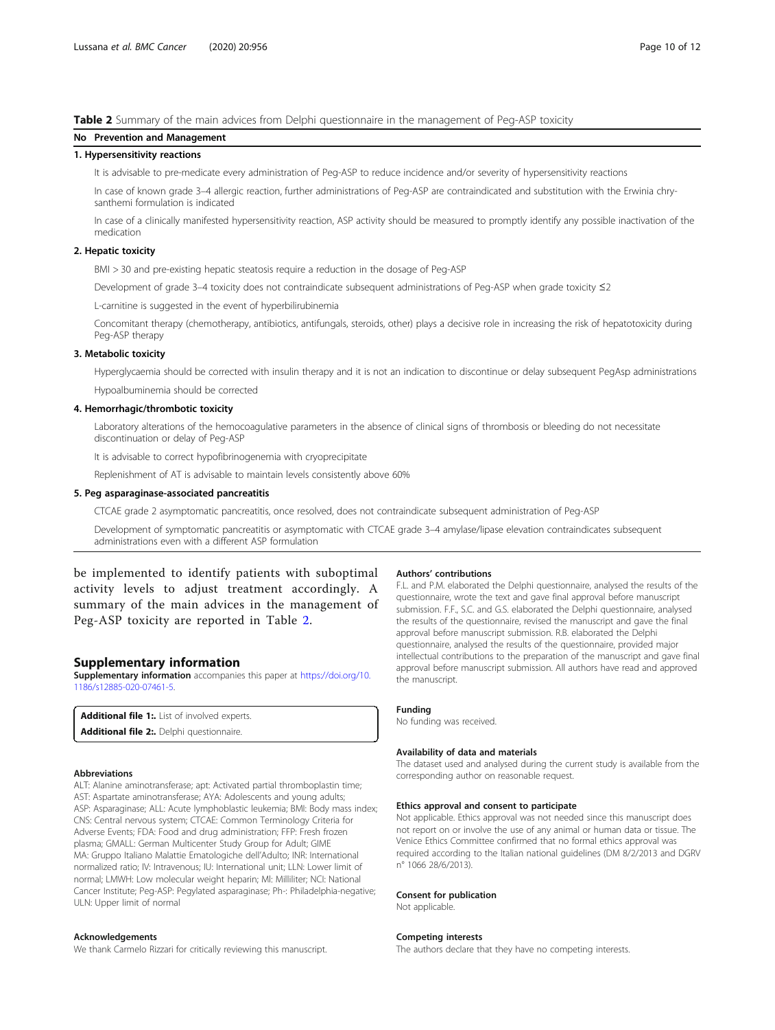**Table 2** Summary of the main advices from Delphi questionnaire in the management of Peg-ASP toxicity

| No | Prevention and Management |
|---|---|
| **1. Hypersensitivity reactions** | |
| | It is advisable to pre-medicate every administration of Peg-ASP to reduce incidence and/or severity of hypersensitivity reactions |
| | In case of known grade 3–4 allergic reaction, further administrations of Peg-ASP are contraindicated and substitution with the Erwinia chrysanthemi formulation is indicated |
| | In case of a clinically manifested hypersensitivity reaction, ASP activity should be measured to promptly identify any possible inactivation of the medication |
| **2. Hepatic toxicity** | |
| | BMI > 30 and pre-existing hepatic steatosis require a reduction in the dosage of Peg-ASP |
| | Development of grade 3–4 toxicity does not contraindicate subsequent administrations of Peg-ASP when grade toxicity ≤2 |
| | L-carnitine is suggested in the event of hyperbilirubinemia |
| | Concomitant therapy (chemotherapy, antibiotics, antifungals, steroids, other) plays a decisive role in increasing the risk of hepatotoxicity during Peg-ASP therapy |
| **3. Metabolic toxicity** | |
| | Hyperglycaemia should be corrected with insulin therapy and it is not an indication to discontinue or delay subsequent PegAsp administrations |
| | Hypoalbuminemia should be corrected |
| **4. Hemorrhagic/thrombotic toxicity** | |
| | Laboratory alterations of the hemocoagulative parameters in the absence of clinical signs of thrombosis or bleeding do not necessitate discontinuation or delay of Peg-ASP |
| | It is advisable to correct hypofibrinogenemia with cryoprecipitate |
| | Replenishment of AT is advisable to maintain levels consistently above 60% |
| **5. Peg asparaginase-associated pancreatitis** | |
| | CTCAE grade 2 asymptomatic pancreatitis, once resolved, does not contraindicate subsequent administration of Peg-ASP |
| | Development of symptomatic pancreatitis or asymptomatic with CTCAE grade 3–4 amylase/lipase elevation contraindicates subsequent administrations even with a different ASP formulation |

be implemented to identify patients with suboptimal activity levels to adjust treatment accordingly. A summary of the main advices in the management of Peg-ASP toxicity are reported in Table 2.

## Supplementary information

**Supplementary information** accompanies this paper at https://doi.org/10.1186/s12885-020-07461-5.

**Additional file 1:.** List of involved experts.

**Additional file 2:.** Delphi questionnaire.

#### Abbreviations

ALT: Alanine aminotransferase; apt: Activated partial thromboplastin time; AST: Aspartate aminotransferase; AYA: Adolescents and young adults; ASP: Asparaginase; ALL: Acute lymphoblastic leukemia; BMI: Body mass index; CNS: Central nervous system; CTCAE: Common Terminology Criteria for Adverse Events; FDA: Food and drug administration; FFP: Fresh frozen plasma; GMALL: German Multicenter Study Group for Adult; GIMEMA: Gruppo Italiano Malattie Ematologiche dell'Adulto; INR: International normalized ratio; IV: Intravenous; IU: International unit; LLN: Lower limit of normal; LMWH: Low molecular weight heparin; Ml: Milliliter; NCI: National Cancer Institute; Peg-ASP: Pegylated asparaginase; Ph-: Philadelphia-negative; ULN: Upper limit of normal

#### Acknowledgements

We thank Carmelo Rizzari for critically reviewing this manuscript.

#### Authors' contributions

F.L. and P.M. elaborated the Delphi questionnaire, analysed the results of the questionnaire, wrote the text and gave final approval before manuscript submission. F.F., S.C. and G.S. elaborated the Delphi questionnaire, analysed the results of the questionnaire, revised the manuscript and gave the final approval before manuscript submission. R.B. elaborated the Delphi questionnaire, analysed the results of the questionnaire, provided major intellectual contributions to the preparation of the manuscript and gave final approval before manuscript submission. All authors have read and approved the manuscript.

#### Funding

No funding was received.

#### Availability of data and materials

The dataset used and analysed during the current study is available from the corresponding author on reasonable request.

#### Ethics approval and consent to participate

Not applicable. Ethics approval was not needed since this manuscript does not report on or involve the use of any animal or human data or tissue. The Venice Ethics Committee confirmed that no formal ethics approval was required according to the Italian national guidelines (DM 8/2/2013 and DGRV n° 1066 28/6/2013).

#### Consent for publication

Not applicable.

#### Competing interests

The authors declare that they have no competing interests.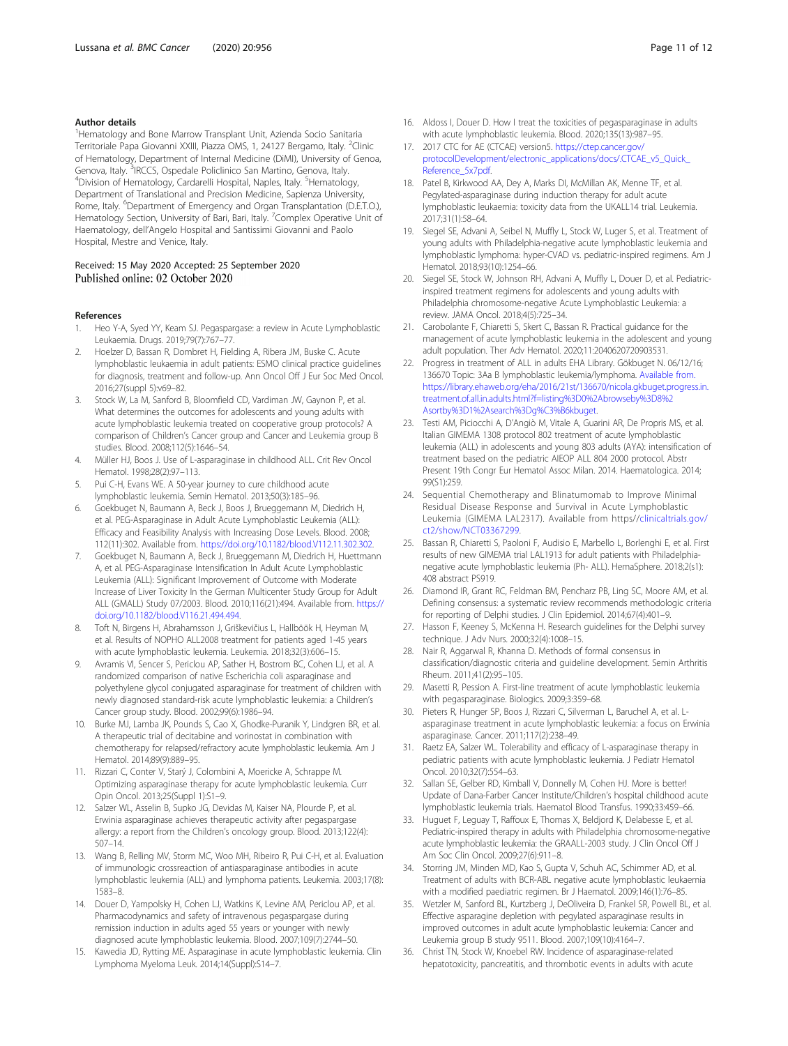### Author details

[1]Hematology and Bone Marrow Transplant Unit, Azienda Socio Sanitaria Territoriale Papa Giovanni XXIII, Piazza OMS, 1, 24127 Bergamo, Italy. [2]Clinic of Hematology, Department of Internal Medicine (DiMI), University of Genoa, Genova, Italy. [3]IRCCS, Ospedale Policlinico San Martino, Genova, Italy. [4]Division of Hematology, Cardarelli Hospital, Naples, Italy. [5]Hematology, Department of Translational and Precision Medicine, Sapienza University, Rome, Italy. [6]Department of Emergency and Organ Transplantation (D.E.T.O.), Hematology Section, University of Bari, Bari, Italy. [7]Complex Operative Unit of Haematology, dell'Angelo Hospital and Santissimi Giovanni and Paolo Hospital, Mestre and Venice, Italy.

Received: 15 May 2020 Accepted: 25 September 2020
Published online: 02 October 2020

### References

1. Heo Y-A, Syed YY, Keam SJ. Pegaspargase: a review in Acute Lymphoblastic Leukaemia. Drugs. 2019;79(7):767–77.
2. Hoelzer D, Bassan R, Dombret H, Fielding A, Ribera JM, Buske C. Acute lymphoblastic leukaemia in adult patients: ESMO clinical practice guidelines for diagnosis, treatment and follow-up. Ann Oncol Off J Eur Soc Med Oncol. 2016;27(suppl 5):v69–82.
3. Stock W, La M, Sanford B, Bloomfield CD, Vardiman JW, Gaynon P, et al. What determines the outcomes for adolescents and young adults with acute lymphoblastic leukemia treated on cooperative group protocols? A comparison of Children's Cancer group and Cancer and Leukemia group B studies. Blood. 2008;112(5):1646–54.
4. Müller HJ, Boos J. Use of L-asparaginase in childhood ALL. Crit Rev Oncol Hematol. 1998;28(2):97–113.
5. Pui C-H, Evans WE. A 50-year journey to cure childhood acute lymphoblastic leukemia. Semin Hematol. 2013;50(3):185–96.
6. Goekbuget N, Baumann A, Beck J, Boos J, Brueggemann M, Diedrich H, et al. PEG-Asparaginase in Adult Acute Lymphoblastic Leukemia (ALL): Efficacy and Feasibility Analysis with Increasing Dose Levels. Blood. 2008; 112(11):302. Available from. https://doi.org/10.1182/blood.V112.11.302.302.
7. Goekbuget N, Baumann A, Beck J, Brueggemann M, Diedrich H, Huettmann A, et al. PEG-Asparaginase Intensification In Adult Acute Lymphoblastic Leukemia (ALL): Significant Improvement of Outcome with Moderate Increase of Liver Toxicity In the German Multicenter Study Group for Adult ALL (GMALL) Study 07/2003. Blood. 2010;116(21):494. Available from. https://doi.org/10.1182/blood.V116.21.494.494.
8. Toft N, Birgens H, Abrahamsson J, Griškevičius L, Hallböök H, Heyman M, et al. Results of NOPHO ALL2008 treatment for patients aged 1-45 years with acute lymphoblastic leukemia. Leukemia. 2018;32(3):606–15.
9. Avramis VI, Sencer S, Periclou AP, Sather H, Bostrom BC, Cohen LJ, et al. A randomized comparison of native Escherichia coli asparaginase and polyethylene glycol conjugated asparaginase for treatment of children with newly diagnosed standard-risk acute lymphoblastic leukemia: a Children's Cancer group study. Blood. 2002;99(6):1986–94.
10. Burke MJ, Lamba JK, Pounds S, Cao X, Ghodke-Puranik Y, Lindgren BR, et al. A therapeutic trial of decitabine and vorinostat in combination with chemotherapy for relapsed/refractory acute lymphoblastic leukemia. Am J Hematol. 2014;89(9):889–95.
11. Rizzari C, Conter V, Starý J, Colombini A, Moericke A, Schrappe M. Optimizing asparaginase therapy for acute lymphoblastic leukemia. Curr Opin Oncol. 2013;25(Suppl 1):S1–9.
12. Salzer WL, Asselin B, Supko JG, Devidas M, Kaiser NA, Plourde P, et al. Erwinia asparaginase achieves therapeutic activity after pegaspargase allergy: a report from the Children's oncology group. Blood. 2013;122(4): 507–14.
13. Wang B, Relling MV, Storm MC, Woo MH, Ribeiro R, Pui C-H, et al. Evaluation of immunologic crossreaction of antiasparaginase antibodies in acute lymphoblastic leukemia (ALL) and lymphoma patients. Leukemia. 2003;17(8): 1583–8.
14. Douer D, Yampolsky H, Cohen LJ, Watkins K, Levine AM, Periclou AP, et al. Pharmacodynamics and safety of intravenous pegaspargase during remission induction in adults aged 55 years or younger with newly diagnosed acute lymphoblastic leukemia. Blood. 2007;109(7):2744–50.
15. Kawedia JD, Rytting ME. Asparaginase in acute lymphoblastic leukemia. Clin Lymphoma Myeloma Leuk. 2014;14(Suppl):S14–7.
16. Aldoss I, Douer D. How I treat the toxicities of pegasparaginase in adults with acute lymphoblastic leukemia. Blood. 2020;135(13):987–95.
17. 2017 CTC for AE (CTCAE) version5. https://ctep.cancer.gov/protocolDevelopment/electronic_applications/docs/.CTCAE_v5_Quick_Reference_5x7pdf.
18. Patel B, Kirkwood AA, Dey A, Marks DI, McMillan AK, Menne TF, et al. Pegylated-asparaginase during induction therapy for adult acute lymphoblastic leukaemia: toxicity data from the UKALL14 trial. Leukemia. 2017;31(1):58–64.
19. Siegel SE, Advani A, Seibel N, Muffly L, Stock W, Luger S, et al. Treatment of young adults with Philadelphia-negative acute lymphoblastic leukemia and lymphoblastic lymphoma: hyper-CVAD vs. pediatric-inspired regimens. Am J Hematol. 2018;93(10):1254–66.
20. Siegel SE, Stock W, Johnson RH, Advani A, Muffly L, Douer D, et al. Pediatric-inspired treatment regimens for adolescents and young adults with Philadelphia chromosome-negative Acute Lymphoblastic Leukemia: a review. JAMA Oncol. 2018;4(5):725–34.
21. Carobolante F, Chiaretti S, Skert C, Bassan R. Practical guidance for the management of acute lymphoblastic leukemia in the adolescent and young adult population. Ther Adv Hematol. 2020;11:2040620720903531.
22. Progress in treatment of ALL in adults EHA Library. Gökbuget N. 06/12/16; 136670 Topic: 3Aa B lymphoblastic leukemia/lymphoma. Available from. https://library.ehaweb.org/eha/2016/21st/136670/nicola.gkbuget.progress.in.treatment.of.all.in.adults.html?f=listing%3D0%2Abrowseby%3D8%2Asortby%3D1%2Asearch%3Dg%C3%B6kbuget.
23. Testi AM, Piciocchi A, D'Angiò M, Vitale A, Guarini AR, De Propris MS, et al. Italian GIMEMA 1308 protocol 802 treatment of acute lymphoblastic leukemia (ALL) in adolescents and young 803 adults (AYA): intensification of treatment based on the pediatric AIEOP ALL 804 2000 protocol. Abstr Present 19th Congr Eur Hematol Assoc Milan. 2014. Haematologica. 2014; 99(S1):259.
24. Sequential Chemotherapy and Blinatumomab to Improve Minimal Residual Disease Response and Survival in Acute Lymphoblastic Leukemia (GIMEMA LAL2317). Available from https//clinicaltrials.gov/ct2/show/NCT03367299.
25. Bassan R, Chiaretti S, Paoloni F, Audisio E, Marbello L, Borlenghi E, et al. First results of new GIMEMA trial LAL1913 for adult patients with Philadelphia-negative acute lymphoblastic leukemia (Ph- ALL). HemaSphere. 2018;2(s1): 408 abstract PS919.
26. Diamond IR, Grant RC, Feldman BM, Pencharz PB, Ling SC, Moore AM, et al. Defining consensus: a systematic review recommends methodologic criteria for reporting of Delphi studies. J Clin Epidemiol. 2014;67(4):401–9.
27. Hasson F, Keeney S, McKenna H. Research guidelines for the Delphi survey technique. J Adv Nurs. 2000;32(4):1008–15.
28. Nair R, Aggarwal R, Khanna D. Methods of formal consensus in classification/diagnostic criteria and guideline development. Semin Arthritis Rheum. 2011;41(2):95–105.
29. Masetti R, Pession A. First-line treatment of acute lymphoblastic leukemia with pegasparaginase. Biologics. 2009;3:359–68.
30. Pieters R, Hunger SP, Boos J, Rizzari C, Silverman L, Baruchel A, et al. L-asparaginase treatment in acute lymphoblastic leukemia: a focus on Erwinia asparaginase. Cancer. 2011;117(2):238–49.
31. Raetz EA, Salzer WL. Tolerability and efficacy of L-asparaginase therapy in pediatric patients with acute lymphoblastic leukemia. J Pediatr Hematol Oncol. 2010;32(7):554–63.
32. Sallan SE, Gelber RD, Kimball V, Donnelly M, Cohen HJ. More is better! Update of Dana-Farber Cancer Institute/Children's hospital childhood acute lymphoblastic leukemia trials. Haematol Blood Transfus. 1990;33:459–66.
33. Huguet F, Leguay T, Raffoux E, Thomas X, Beldjord K, Delabesse E, et al. Pediatric-inspired therapy in adults with Philadelphia chromosome-negative acute lymphoblastic leukemia: the GRAALL-2003 study. J Clin Oncol Off J Am Soc Clin Oncol. 2009;27(6):911–8.
34. Storring JM, Minden MD, Kao S, Gupta V, Schuh AC, Schimmer AD, et al. Treatment of adults with BCR-ABL negative acute lymphoblastic leukaemia with a modified paediatric regimen. Br J Haematol. 2009;146(1):76–85.
35. Wetzler M, Sanford BL, Kurtzberg J, DeOliveira D, Frankel SR, Powell BL, et al. Effective asparagine depletion with pegylated asparaginase results in improved outcomes in adult acute lymphoblastic leukemia: Cancer and Leukemia group B study 9511. Blood. 2007;109(10):4164–7.
36. Christ TN, Stock W, Knoebel RW. Incidence of asparaginase-related hepatotoxicity, pancreatitis, and thrombotic events in adults with acute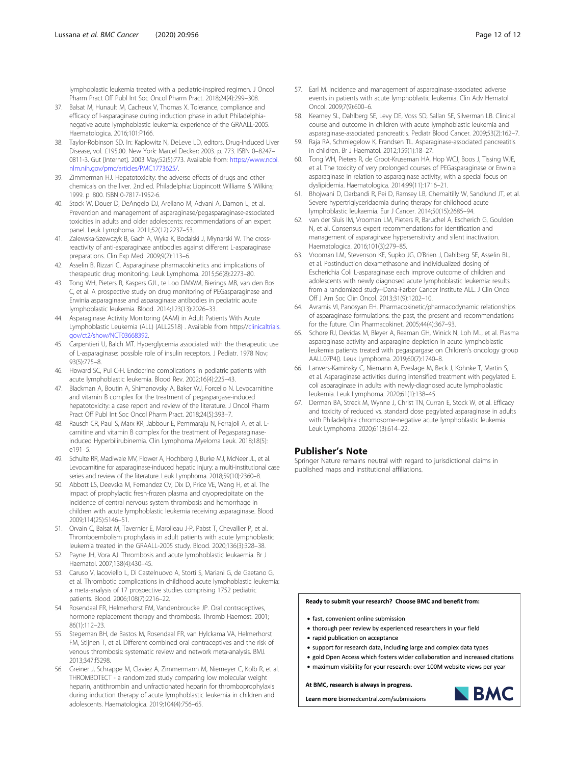lymphoblastic leukemia treated with a pediatric-inspired regimen. J Oncol Pharm Pract Off Publ Int Soc Oncol Pharm Pract. 2018;24(4):299–308.

37. Balsat M, Hunault M, Cacheux V, Thomas X. Tolerance, compliance and efficacy of l-asparaginase during induction phase in adult Philadelphia-negative acute lymphoblastic leukemia: experience of the GRAALL-2005. Haematologica. 2016;101:P166.
38. Taylor-Robinson SD. In: Kaplowitz N, DeLeve LD, editors. Drug-Induced Liver Disease, vol. £195.00. New York: Marcel Decker; 2003. p. 773. ISBN 0–8247–0811-3. Gut [Internet]. 2003 May;52(5):773. Available from: https://www.ncbi.nlm.nih.gov/pmc/articles/PMC1773625/.
39. Zimmerman HJ. Hepatotoxicity: the adverse effects of drugs and other chemicals on the liver. 2nd ed. Philadelphia: Lippincott Williams & Wilkins; 1999. p. 800. ISBN 0-7817-1952-6.
40. Stock W, Douer D, DeAngelo DJ, Arellano M, Advani A, Damon L, et al. Prevention and management of asparaginase/pegasparaginase-associated toxicities in adults and older adolescents: recommendations of an expert panel. Leuk Lymphoma. 2011;52(12):2237–53.
41. Zalewska-Szewczyk B, Gach A, Wyka K, Bodalski J, Młynarski W. The cross-reactivity of anti-asparaginase antibodies against different L-asparaginase preparations. Clin Exp Med. 2009;9(2):113–6.
42. Asselin B, Rizzari C. Asparaginase pharmacokinetics and implications of therapeutic drug monitoring. Leuk Lymphoma. 2015;56(8):2273–80.
43. Tong WH, Pieters R, Kaspers GJL, te Loo DMWM, Bierings MB, van den Bos C, et al. A prospective study on drug monitoring of PEGasparaginase and Erwinia asparaginase and asparaginase antibodies in pediatric acute lymphoblastic leukemia. Blood. 2014;123(13):2026–33.
44. Asparaginase Activity Monitoring (AAM) in Adult Patients With Acute Lymphoblastic Leukemia (ALL) (ALL2518) . Available from https//clinicaltrials.gov/ct2/show/NCT03668392.
45. Carpentieri U, Balch MT. Hyperglycemia associated with the therapeutic use of L-asparaginase: possible role of insulin receptors. J Pediatr. 1978 Nov; 93(5):775–8.
46. Howard SC, Pui C-H. Endocrine complications in pediatric patients with acute lymphoblastic leukemia. Blood Rev. 2002;16(4):225–43.
47. Blackman A, Boutin A, Shimanovsky A, Baker WJ, Forcello N. Levocarnitine and vitamin B complex for the treatment of pegaspargase-induced hepatotoxicity: a case report and review of the literature. J Oncol Pharm Pract Off Publ Int Soc Oncol Pharm Pract. 2018;24(5):393–7.
48. Rausch CR, Paul S, Marx KR, Jabbour E, Pemmaraju N, Ferrajoli A, et al. L-carnitine and vitamin B complex for the treatment of Pegasparaginase-induced Hyperbilirubinemia. Clin Lymphoma Myeloma Leuk. 2018;18(5): e191–5.
49. Schulte RR, Madiwale MV, Flower A, Hochberg J, Burke MJ, McNeer JL, et al. Levocarnitine for asparaginase-induced hepatic injury: a multi-institutional case series and review of the literature. Leuk Lymphoma. 2018;59(10):2360–8.
50. Abbott LS, Deevska M, Fernandez CV, Dix D, Price VE, Wang H, et al. The impact of prophylactic fresh-frozen plasma and cryoprecipitate on the incidence of central nervous system thrombosis and hemorrhage in children with acute lymphoblastic leukemia receiving asparaginase. Blood. 2009;114(25):5146–51.
51. Orvain C, Balsat M, Tavernier E, Marolleau J-P, Pabst T, Chevallier P, et al. Thromboembolism prophylaxis in adult patients with acute lymphoblastic leukemia treated in the GRAALL-2005 study. Blood. 2020;136(3):328–38.
52. Payne JH, Vora AJ. Thrombosis and acute lymphoblastic leukaemia. Br J Haematol. 2007;138(4):430–45.
53. Caruso V, Iacoviello L, Di Castelnuovo A, Storti S, Mariani G, de Gaetano G, et al. Thrombotic complications in childhood acute lymphoblastic leukemia: a meta-analysis of 17 prospective studies comprising 1752 pediatric patients. Blood. 2006;108(7):2216–22.
54. Rosendaal FR, Helmerhorst FM, Vandenbroucke JP. Oral contraceptives, hormone replacement therapy and thrombosis. Thromb Haemost. 2001; 86(1):112–23.
55. Stegeman BH, de Bastos M, Rosendaal FR, van Hylckama VA, Helmerhorst FM, Stijnen T, et al. Different combined oral contraceptives and the risk of venous thrombosis: systematic review and network meta-analysis. BMJ. 2013;347:f5298.
56. Greiner J, Schrappe M, Claviez A, Zimmermann M, Niemeyer C, Kolb R, et al. THROMBOTECT - a randomized study comparing low molecular weight heparin, antithrombin and unfractionated heparin for thromboprophylaxis during induction therapy of acute lymphoblastic leukemia in children and adolescents. Haematologica. 2019;104(4):756–65.
57. Earl M. Incidence and management of asparaginase-associated adverse events in patients with acute lymphoblastic leukemia. Clin Adv Hematol Oncol. 2009;7(9):600–6.
58. Kearney SL, Dahlberg SE, Levy DE, Voss SD, Sallan SE, Silverman LB. Clinical course and outcome in children with acute lymphoblastic leukemia and asparaginase-associated pancreatitis. Pediatr Blood Cancer. 2009;53(2):162–7.
59. Raja RA, Schmiegelow K, Frandsen TL. Asparaginase-associated pancreatitis in children. Br J Haematol. 2012;159(1):18–27.
60. Tong WH, Pieters R, de Groot-Kruseman HA, Hop WCJ, Boos J, Tissing WJE, et al. The toxicity of very prolonged courses of PEGasparaginase or Erwinia asparaginase in relation to asparaginase activity, with a special focus on dyslipidemia. Haematologica. 2014;99(11):1716–21.
61. Bhojwani D, Darbandi R, Pei D, Ramsey LB, Chemaitilly W, Sandlund JT, et al. Severe hypertriglyceridaemia during therapy for childhood acute lymphoblastic leukaemia. Eur J Cancer. 2014;50(15):2685–94.
62. van der Sluis IM, Vrooman LM, Pieters R, Baruchel A, Escherich G, Goulden N, et al. Consensus expert recommendations for identification and management of asparaginase hypersensitivity and silent inactivation. Haematologica. 2016;101(3):279–85.
63. Vrooman LM, Stevenson KE, Supko JG, O'Brien J, Dahlberg SE, Asselin BL, et al. Postinduction dexamethasone and individualized dosing of Escherichia Coli L-asparaginase each improve outcome of children and adolescents with newly diagnosed acute lymphoblastic leukemia: results from a randomized study--Dana-Farber Cancer Institute ALL. J Clin Oncol Off J Am Soc Clin Oncol. 2013;31(9):1202–10.
64. Avramis VI, Panosyan EH. Pharmacokinetic/pharmacodynamic relationships of asparaginase formulations: the past, the present and recommendations for the future. Clin Pharmacokinet. 2005;44(4):367–93.
65. Schore RJ, Devidas M, Bleyer A, Reaman GH, Winick N, Loh ML, et al. Plasma asparaginase activity and asparagine depletion in acute lymphoblastic leukemia patients treated with pegaspargase on Children's oncology group AALL07P4(). Leuk Lymphoma. 2019;60(7):1740–8.
66. Lanvers-Kaminsky C, Niemann A, Eveslage M, Beck J, Köhnke T, Martin S, et al. Asparaginase activities during intensified treatment with pegylated E. coli asparaginase in adults with newly-diagnosed acute lymphoblastic leukemia. Leuk Lymphoma. 2020;61(1):138–45.
67. Derman BA, Streck M, Wynne J, Christ TN, Curran E, Stock W, et al. Efficacy and toxicity of reduced vs. standard dose pegylated asparaginase in adults with Philadelphia chromosome-negative acute lymphoblastic leukemia. Leuk Lymphoma. 2020;61(3):614–22.

## Publisher's Note

Springer Nature remains neutral with regard to jurisdictional claims in published maps and institutional affiliations.

**Ready to submit your research? Choose BMC and benefit from:**

- fast, convenient online submission
- thorough peer review by experienced researchers in your field
- rapid publication on acceptance
- support for research data, including large and complex data types
- gold Open Access which fosters wider collaboration and increased citations
- maximum visibility for your research: over 100M website views per year

**At BMC, research is always in progress.**

**Learn more** biomedcentral.com/submissions

BMC